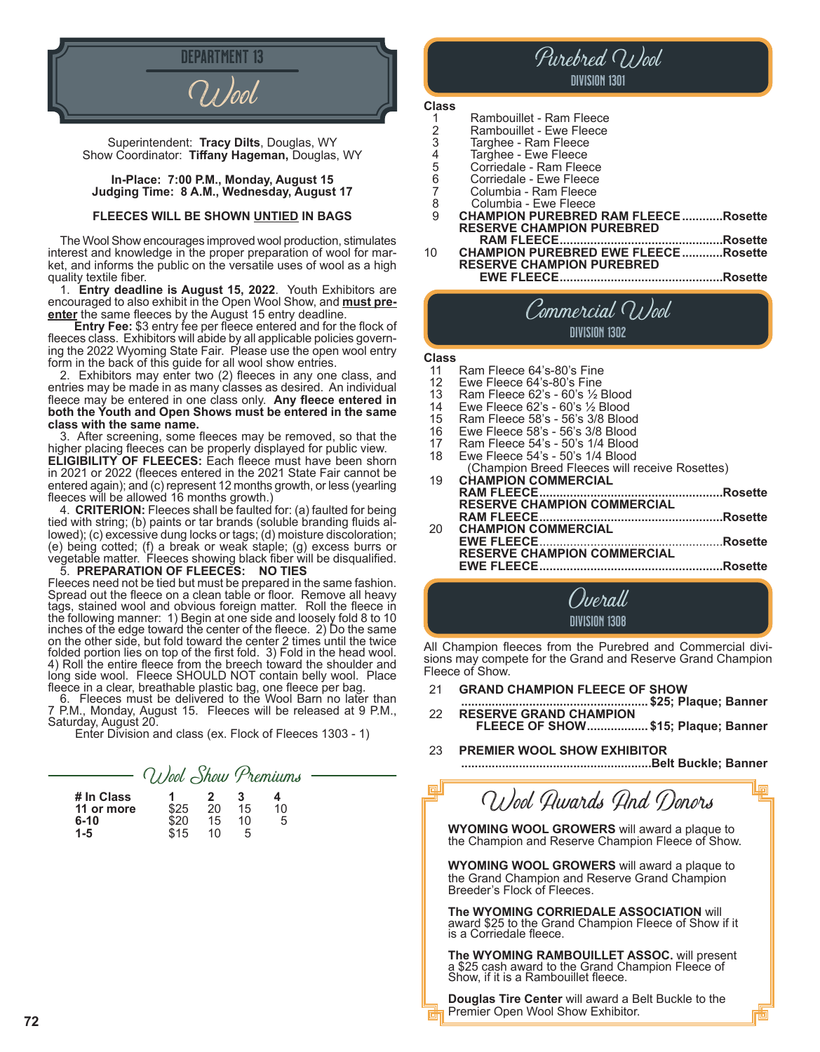# DEPARTMENT 13

# Wool

Superintendent: **Tracy Dilts**, Douglas, WY
Show Coordinator: **Tiffany Hageman,** Douglas, WY

**In-Place: 7:00 P.M., Monday, August 15**
**Judging Time: 8 A.M., Wednesday, August 17**

**FLEECES WILL BE SHOWN UNTIED IN BAGS**

The Wool Show encourages improved wool production, stimulates interest and knowledge in the proper preparation of wool for market, and informs the public on the versatile uses of wool as a high quality textile fiber.

1. **Entry deadline is August 15, 2022**. Youth Exhibitors are encouraged to also exhibit in the Open Wool Show, and **must pre-enter** the same fleeces by the August 15 entry deadline.
**Entry Fee:** $3 entry fee per fleece entered and for the flock of fleeces class. Exhibitors will abide by all applicable policies governing the 2022 Wyoming State Fair. Please use the open wool entry form in the back of this guide for all wool show entries.

2. Exhibitors may enter two (2) fleeces in any one class, and entries may be made in as many classes as desired. An individual fleece may be entered in one class only. **Any fleece entered in both the Youth and Open Shows must be entered in the same class with the same name.**

3. After screening, some fleeces may be removed, so that the higher placing fleeces can be properly displayed for public view.
**ELIGIBILITY OF FLEECES:** Each fleece must have been shorn in 2021 or 2022 (fleeces entered in the 2021 State Fair cannot be entered again); and (c) represent 12 months growth, or less (yearling fleeces will be allowed 16 months growth.)

4. **CRITERION:** Fleeces shall be faulted for: (a) faulted for being tied with string; (b) paints or tar brands (soluble branding fluids allowed); (c) excessive dung locks or tags; (d) moisture discoloration; (e) being cotted; (f) a break or weak staple; (g) excess burrs or vegetable matter. Fleeces showing black fiber will be disqualified.

5. **PREPARATION OF FLEECES: NO TIES**
Fleeces need not be tied but must be prepared in the same fashion. Spread out the fleece on a clean table or floor. Remove all heavy tags, stained wool and obvious foreign matter. Roll the fleece in the following manner: 1) Begin at one side and loosely fold 8 to 10 inches of the edge toward the center of the fleece. 2) Do the same on the other side, but fold toward the center 2 times until the twice folded portion lies on top of the first fold. 3) Fold in the head wool. 4) Roll the entire fleece from the breech toward the shoulder and long side wool. Fleece SHOULD NOT contain belly wool. Place fleece in a clear, breathable plastic bag, one fleece per bag.

6. Fleeces must be delivered to the Wool Barn no later than 7 P.M., Monday, August 15. Fleeces will be released at 9 P.M., Saturday, August 20.
Enter Division and class (ex. Flock of Fleeces 1303 - 1)

## Wool Show Premiums

| # In Class | 1 | 2 | 3 | 4 |
|---|---|---|---|---|
| **11 or more** | $25 | 20 | 15 | 10 |
| **6-10** | $20 | 15 | 10 | 5 |
| **1-5** | $15 | 10 | 5 | |

## Purebred Wool
### DIVISION 1301

| Class | |
|---|---|
| 1 | Rambouillet - Ram Fleece |
| 2 | Rambouillet - Ewe Fleece |
| 3 | Targhee - Ram Fleece |
| 4 | Targhee - Ewe Fleece |
| 5 | Corriedale - Ram Fleece |
| 6 | Corriedale - Ewe Fleece |
| 7 | Columbia - Ram Fleece |
| 8 | Columbia - Ewe Fleece |
| 9 | **CHAMPION PUREBRED RAM FLEECE............Rosette** <br> **RESERVE CHAMPION PUREBRED RAM FLEECE............Rosette** |
| 10 | **CHAMPION PUREBRED EWE FLEECE............Rosette** <br> **RESERVE CHAMPION PUREBRED EWE FLEECE............Rosette** |

## Commercial Wool
### DIVISION 1302

| Class | |
|---|---|
| 11 | Ram Fleece 64's-80's Fine |
| 12 | Ewe Fleece 64's-80's Fine |
| 13 | Ram Fleece 62's - 60's ½ Blood |
| 14 | Ewe Fleece 62's - 60's ½ Blood |
| 15 | Ram Fleece 58's - 56's 3/8 Blood |
| 16 | Ewe Fleece 58's - 56's 3/8 Blood |
| 17 | Ram Fleece 54's - 50's 1/4 Blood |
| 18 | Ewe Fleece 54's - 50's 1/4 Blood <br> (Champion Breed Fleeces will receive Rosettes) |
| 19 | **CHAMPION COMMERCIAL RAM FLEECE............Rosette** <br> **RESERVE CHAMPION COMMERCIAL RAM FLEECE............Rosette** |
| 20 | **CHAMPION COMMERCIAL EWE FLEECE............Rosette** <br> **RESERVE CHAMPION COMMERCIAL EWE FLEECE............Rosette** |

## Overall
### DIVISION 1308

All Champion fleeces from the Purebred and Commercial divisions may compete for the Grand and Reserve Grand Champion Fleece of Show.

21 **GRAND CHAMPION FLEECE OF SHOW ............$25; Plaque; Banner**

22 **RESERVE GRAND CHAMPION FLEECE OF SHOW............$15; Plaque; Banner**

23 **PREMIER WOOL SHOW EXHIBITOR ............Belt Buckle; Banner**

## Wool Awards And Donors

**WYOMING WOOL GROWERS** will award a plaque to the Champion and Reserve Champion Fleece of Show.

**WYOMING WOOL GROWERS** will award a plaque to the Grand Champion and Reserve Grand Champion Breeder's Flock of Fleeces.

**The WYOMING CORRIEDALE ASSOCIATION** will award $25 to the Grand Champion Fleece of Show if it is a Corriedale fleece.

**The WYOMING RAMBOUILLET ASSOC.** will present a $25 cash award to the Grand Champion Fleece of Show, if it is a Rambouillet fleece.

**Douglas Tire Center** will award a Belt Buckle to the Premier Open Wool Show Exhibitor.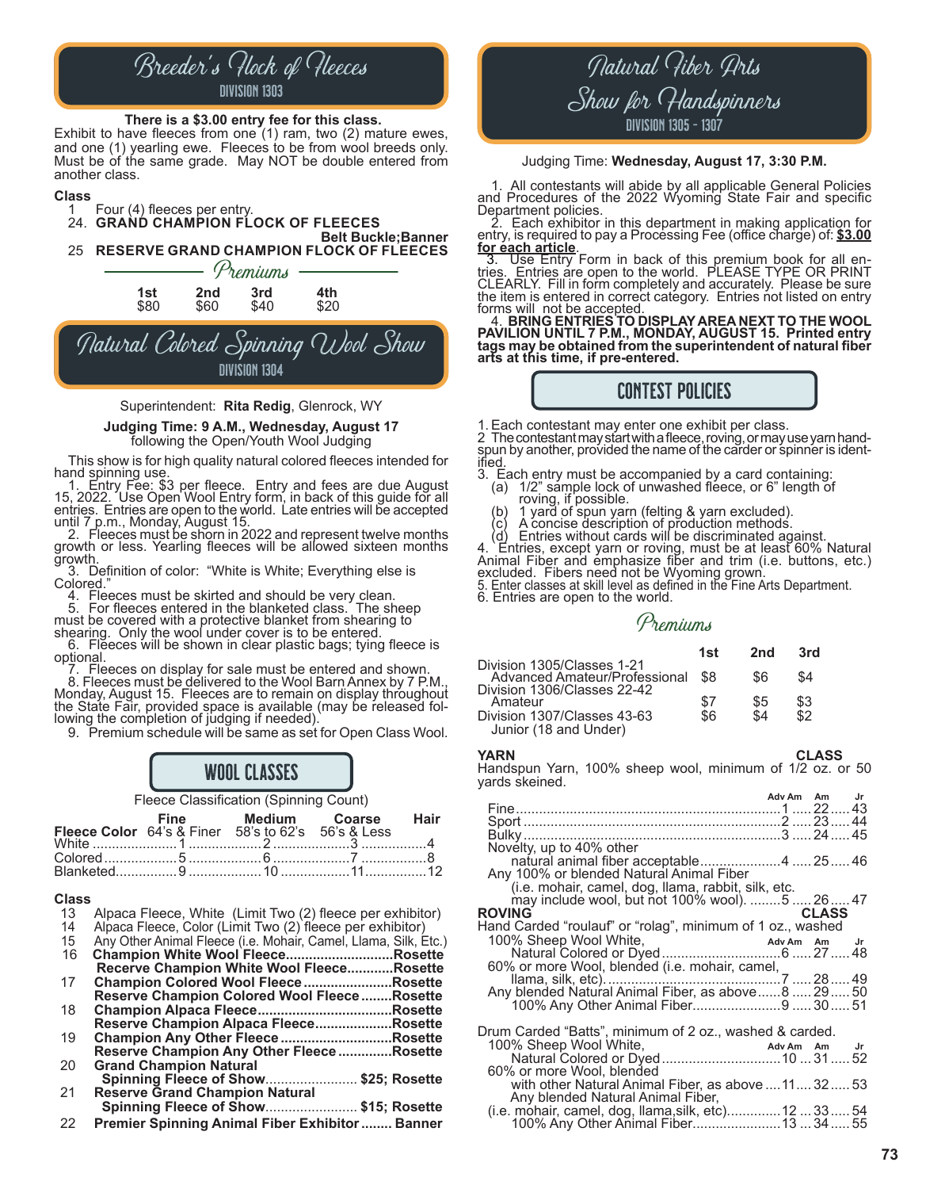# Breeder's Flock of Fleeces

DIVISION 1303

**There is a $3.00 entry fee for this class.**
Exhibit to have fleeces from one (1) ram, two (2) mature ewes, and one (1) yearling ewe. Fleeces to be from wool breeds only. Must be of the same grade. May NOT be double entered from another class.

**Class**

1 Four (4) fleeces per entry.
24. **GRAND CHAMPION FLOCK OF FLEECES** — **Belt Buckle;Banner**
25 **RESERVE GRAND CHAMPION FLOCK OF FLEECES**

## Premiums

| 1st | 2nd | 3rd | 4th |
|---|---|---|---|
| $80 | $60 | $40 | $20 |

# Natural Colored Spinning Wool Show

DIVISION 1304

Superintendent: **Rita Redig**, Glenrock, WY

**Judging Time: 9 A.M., Wednesday, August 17**
following the Open/Youth Wool Judging

This show is for high quality natural colored fleeces intended for hand spinning use.

1. Entry Fee: $3 per fleece. Entry and fees are due August 15, 2022. Use Open Wool Entry form, in back of this guide for all entries. Entries are open to the world. Late entries will be accepted until 7 p.m., Monday, August 15.
2. Fleeces must be shorn in 2022 and represent twelve months growth or less. Yearling fleeces will be allowed sixteen months growth.
3. Definition of color: "White is White; Everything else is Colored."
4. Fleeces must be skirted and should be very clean.
5. For fleeces entered in the blanketed class. The sheep must be covered with a protective blanket from shearing to shearing. Only the wool under cover is to be entered.
6. Fleeces will be shown in clear plastic bags; tying fleece is optional.
7. Fleeces on display for sale must be entered and shown.
8. Fleeces must be delivered to the Wool Barn Annex by 7 P.M., Monday, August 15. Fleeces are to remain on display throughout the State Fair, provided space is available (may be released following the completion of judging if needed).
9. Premium schedule will be same as set for Open Class Wool.

## WOOL CLASSES

Fleece Classification (Spinning Count)

| Fleece Color | Fine 64's & Finer | Medium 58's to 62's | Coarse 56's & Less | Hair |
|---|---|---|---|---|
| White | 1 | 2 | 3 | 4 |
| Colored | 5 | 6 | 7 | 8 |
| Blanketed | 9 | 10 | 11 | 12 |

**Class**

13 Alpaca Fleece, White (Limit Two (2) fleece per exhibitor)
14 Alpaca Fleece, Color (Limit Two (2) fleece per exhibitor)
15 Any Other Animal Fleece (i.e. Mohair, Camel, Llama, Silk, Etc.)
16 **Champion White Wool Fleece...Rosette**
**Reserve Champion White Wool Fleece...Rosette**
17 **Champion Colored Wool Fleece...Rosette**
**Reserve Champion Colored Wool Fleece...Rosette**
18 **Champion Alpaca Fleece...Rosette**
**Reserve Champion Alpaca Fleece...Rosette**
19 **Champion Any Other Fleece...Rosette**
**Reserve Champion Any Other Fleece...Rosette**
20 **Grand Champion Natural Spinning Fleece of Show... $25; Rosette**
21 **Reserve Grand Champion Natural Spinning Fleece of Show... $15; Rosette**
22 **Premier Spinning Animal Fiber Exhibitor... Banner**

# Natural Fiber Arts Show for Handspinners

DIVISION 1305 - 1307

Judging Time: **Wednesday, August 17, 3:30 P.M.**

1. All contestants will abide by all applicable General Policies and Procedures of the 2022 Wyoming State Fair and specific Department policies.
2. Each exhibitor in this department in making application for entry, is required to pay a Processing Fee (office charge) of: **<u>$3.00 for each article</u>**.
3. Use Entry Form in back of this premium book for all entries. Entries are open to the world. PLEASE TYPE OR PRINT CLEARLY. Fill in form completely and accurately. Please be sure the item is entered in correct category. Entries not listed on entry forms will not be accepted.
4. **BRING ENTRIES TO DISPLAY AREA NEXT TO THE WOOL PAVILION UNTIL 7 P.M., MONDAY, AUGUST 15. Printed entry tags may be obtained from the superintendent of natural fiber arts at this time, if pre-entered.**

## CONTEST POLICIES

1. Each contestant may enter one exhibit per class.
2. The contestant may start with a fleece, roving, or may use yarn hand-spun by another, provided the name of the carder or spinner is identified.
3. Each entry must be accompanied by a card containing:
   (a) 1/2" sample lock of unwashed fleece, or 6" length of roving, if possible.
   (b) 1 yard of spun yarn (felting & yarn excluded).
   (c) A concise description of production methods.
   (d) Entries without cards will be discriminated against.
4. Entries, except yarn or roving, must be at least 60% Natural Animal Fiber and emphasize fiber and trim (i.e. buttons, etc.) excluded. Fibers need not be Wyoming grown.
5. Enter classes at skill level as defined in the Fine Arts Department.
6. Entries are open to the world.

## Premiums

| | 1st | 2nd | 3rd |
|---|---|---|---|
| Division 1305/Classes 1-21 Advanced Amateur/Professional | $8 | $6 | $4 |
| Division 1306/Classes 22-42 Amateur | $7 | $5 | $3 |
| Division 1307/Classes 43-63 Junior (18 and Under) | $6 | $4 | $2 |

**YARN** — **CLASS**

Handspun Yarn, 100% sheep wool, minimum of 1/2 oz. or 50 yards skeined.

| | Adv Am | Am | Jr |
|---|---|---|---|
| Fine | 1 | 22 | 43 |
| Sport | 2 | 23 | 44 |
| Bulky | 3 | 24 | 45 |
| Novelty, up to 40% other natural animal fiber acceptable | 4 | 25 | 46 |
| Any 100% or blended Natural Animal Fiber (i.e. mohair, camel, dog, llama, rabbit, silk, etc. may include wool, but not 100% wool). | 5 | 26 | 47 |

**ROVING** — **CLASS**

Hand Carded "roulauf" or "rolag", minimum of 1 oz., washed

| | Adv Am | Am | Jr |
|---|---|---|---|
| 100% Sheep Wool White, Natural Colored or Dyed | 6 | 27 | 48 |
| 60% or more Wool, blended (i.e. mohair, camel, llama, silk, etc). | 7 | 28 | 49 |
| Any blended Natural Animal Fiber, as above | 8 | 29 | 50 |
| 100% Any Other Animal Fiber | 9 | 30 | 51 |

Drum Carded "Batts", minimum of 2 oz., washed & carded.

| | Adv Am | Am | Jr |
|---|---|---|---|
| 100% Sheep Wool White, Natural Colored or Dyed | 10 | 31 | 52 |
| 60% or more Wool, blended with other Natural Fiber, as above | 11 | 32 | 53 |
| Any blended Natural Animal Fiber, (i.e. mohair, camel, dog, llama,silk, etc) | 12 | 33 | 54 |
| 100% Any Other Animal Fiber | 13 | 34 | 55 |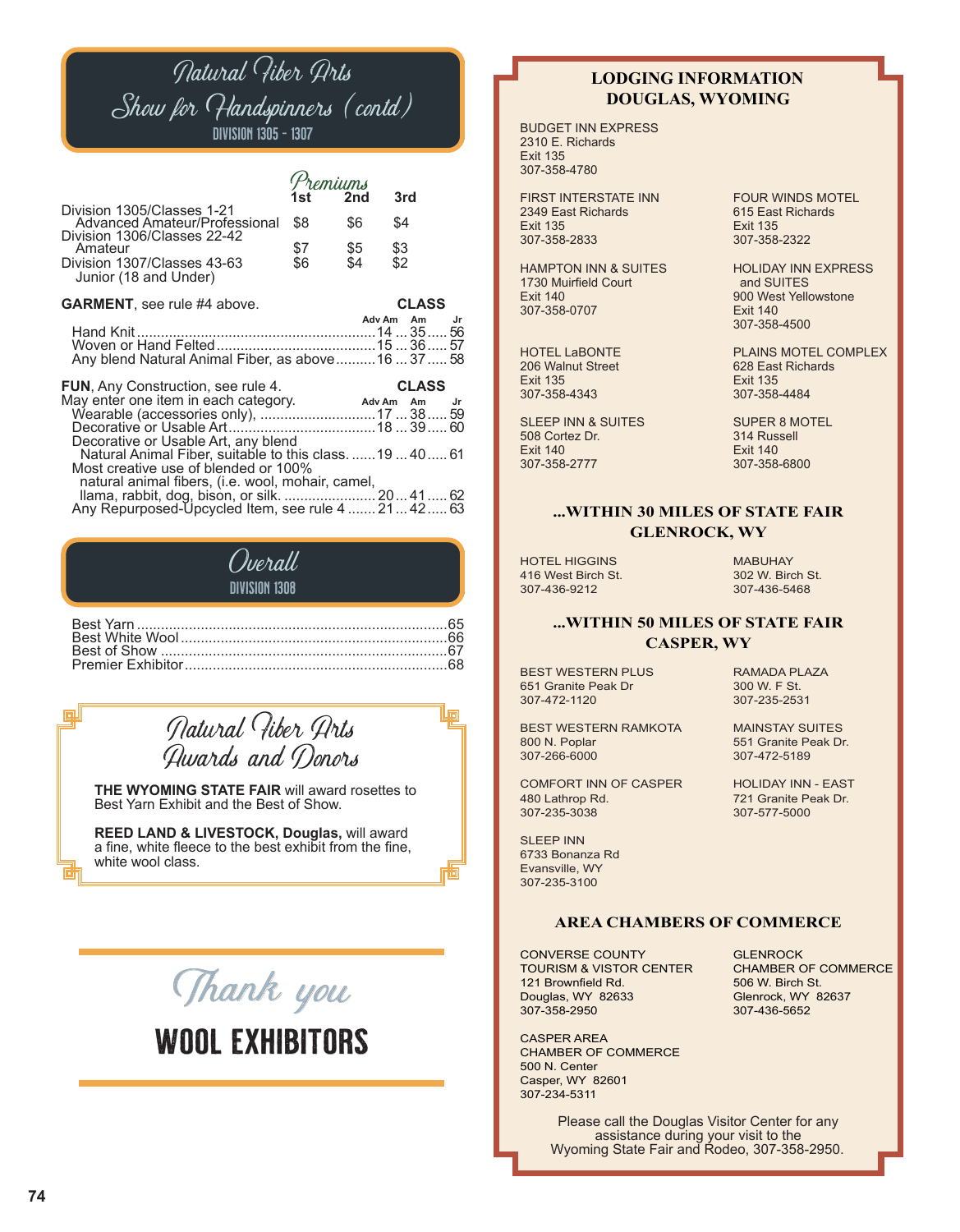# Natural Fiber Arts Show for Handspinners (contd)

DIVISION 1305 - 1307

## Premiums

| | 1st | 2nd | 3rd |
|---|---|---|---|
| Division 1305/Classes 1-21 Advanced Amateur/Professional | $8 | $6 | $4 |
| Division 1306/Classes 22-42 Amateur | $7 | $5 | $3 |
| Division 1307/Classes 43-63 Junior (18 and Under) | $6 | $4 | $2 |

**GARMENT**, see rule #4 above.

| CLASS | Adv Am | Am | Jr |
|---|---|---|---|
| Hand Knit | 14 | 35 | 56 |
| Woven or Hand Felted | 15 | 36 | 57 |
| Any blend Natural Animal Fiber, as above | 16 | 37 | 58 |

**FUN**, Any Construction, see rule 4.
May enter one item in each category.

| CLASS | Adv Am | Am | Jr |
|---|---|---|---|
| Wearable (accessories only), | 17 | 38 | 59 |
| Decorative or Usable Art | 18 | 39 | 60 |
| Decorative or Usable Art, any blend Natural Animal Fiber, suitable to this class. | 19 | 40 | 61 |
| Most creative use of blended or 100% natural animal fibers, (i.e. wool, mohair, camel, llama, rabbit, dog, bison, or silk. | 20 | 41 | 62 |
| Any Repurposed-Upcycled Item, see rule 4 | 21 | 42 | 63 |

# Overall

DIVISION 1308

Best Yarn ....65
Best White Wool ....66
Best of Show ....67
Premier Exhibitor ....68

## Natural Fiber Arts Awards and Donors

**THE WYOMING STATE FAIR** will award rosettes to Best Yarn Exhibit and the Best of Show.

**REED LAND & LIVESTOCK, Douglas,** will award a fine, white fleece to the best exhibit from the fine, white wool class.

Thank you

**WOOL EXHIBITORS**

## LODGING INFORMATION DOUGLAS, WYOMING

BUDGET INN EXPRESS
2310 E. Richards
Exit 135
307-358-4780

FIRST INTERSTATE INN
2349 East Richards
Exit 135
307-358-2833

FOUR WINDS MOTEL
615 East Richards
Exit 135
307-358-2322

HAMPTON INN & SUITES
1730 Muirfield Court
Exit 140
307-358-0707

HOLIDAY INN EXPRESS and SUITES
900 West Yellowstone
Exit 140
307-358-4500

HOTEL LaBONTE
206 Walnut Street
Exit 135
307-358-4343

PLAINS MOTEL COMPLEX
628 East Richards
Exit 135
307-358-4484

SLEEP INN & SUITES
508 Cortez Dr.
Exit 140
307-358-2777

SUPER 8 MOTEL
314 Russell
Exit 140
307-358-6800

## ...WITHIN 30 MILES OF STATE FAIR GLENROCK, WY

HOTEL HIGGINS
416 West Birch St.
307-436-9212

MABUHAY
302 W. Birch St.
307-436-5468

## ...WITHIN 50 MILES OF STATE FAIR CASPER, WY

BEST WESTERN PLUS
651 Granite Peak Dr
307-472-1120

RAMADA PLAZA
300 W. F St.
307-235-2531

BEST WESTERN RAMKOTA
800 N. Poplar
307-266-6000

MAINSTAY SUITES
551 Granite Peak Dr.
307-472-5189

COMFORT INN OF CASPER
480 Lathrop Rd.
307-235-3038

HOLIDAY INN - EAST
721 Granite Peak Dr.
307-577-5000

SLEEP INN
6733 Bonanza Rd
Evansville, WY
307-235-3100

## AREA CHAMBERS OF COMMERCE

CONVERSE COUNTY TOURISM & VISTOR CENTER
121 Brownfield Rd.
Douglas, WY 82633
307-358-2950

GLENROCK CHAMBER OF COMMERCE
506 W. Birch St.
Glenrock, WY 82637
307-436-5652

CASPER AREA CHAMBER OF COMMERCE
500 N. Center
Casper, WY 82601
307-234-5311

Please call the Douglas Visitor Center for any assistance during your visit to the Wyoming State Fair and Rodeo, 307-358-2950.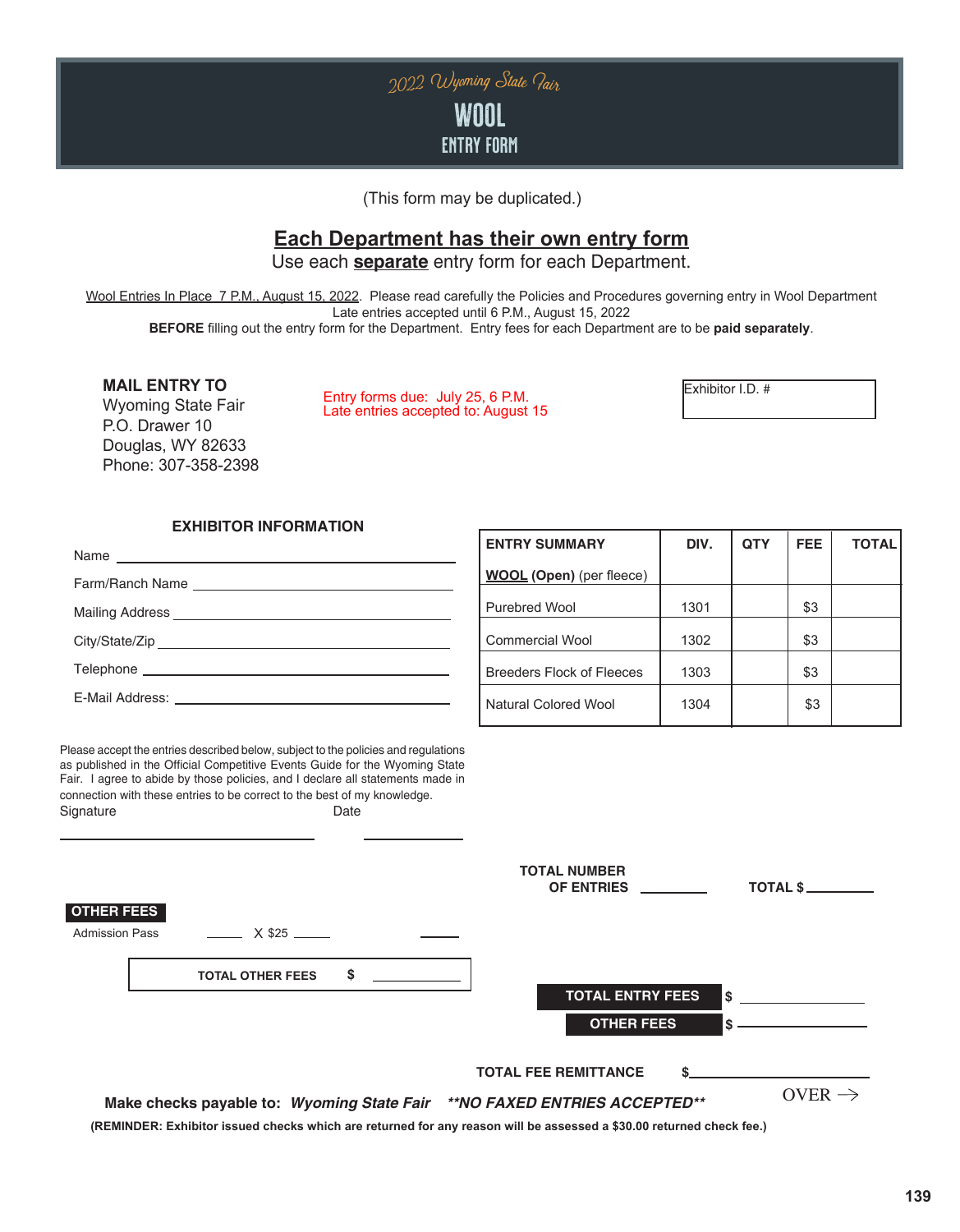# 2022 Wyoming State Fair

# WOOL

## ENTRY FORM

(This form may be duplicated.)

## Each Department has their own entry form

Use each **separate** entry form for each Department.

Wool Entries In Place 7 P.M., August 15, 2022. Please read carefully the Policies and Procedures governing entry in Wool Department
Late entries accepted until 6 P.M., August 15, 2022
**BEFORE** filling out the entry form for the Department. Entry fees for each Department are to be **paid separately**.

**MAIL ENTRY TO**
Wyoming State Fair
P.O. Drawer 10
Douglas, WY 82633
Phone: 307-358-2398

Entry forms due: July 25, 6 P.M.
Late entries accepted to: August 15

Exhibitor I.D. # ____________

### EXHIBITOR INFORMATION

Name ____________________________

Farm/Ranch Name ____________________________

Mailing Address ____________________________

City/State/Zip ____________________________

Telephone ____________________________

E-Mail Address: ____________________________

| ENTRY SUMMARY | DIV. | QTY | FEE | TOTAL |
|---|---|---|---|---|
| **WOOL (Open)** (per fleece) | | | | |
| Purebred Wool | 1301 | | $3 | |
| Commercial Wool | 1302 | | $3 | |
| Breeders Flock of Fleeces | 1303 | | $3 | |
| Natural Colored Wool | 1304 | | $3 | |

Please accept the entries described below, subject to the policies and regulations as published in the Official Competitive Events Guide for the Wyoming State Fair. I agree to abide by those policies, and I declare all statements made in connection with these entries to be correct to the best of my knowledge.

Signature ____________________ Date ____________

**TOTAL NUMBER OF ENTRIES** ________ **TOTAL $** ________

**OTHER FEES**

Admission Pass ______ X $25 ______ ______

**TOTAL OTHER FEES** $ ____________

**TOTAL ENTRY FEES** $ ____________

**OTHER FEES** $ ____________

**TOTAL FEE REMITTANCE** $ ____________

**Make checks payable to:** ***Wyoming State Fair*** ***\*\*NO FAXED ENTRIES ACCEPTED\*\****

OVER →

**(REMINDER: Exhibitor issued checks which are returned for any reason will be assessed a $30.00 returned check fee.)**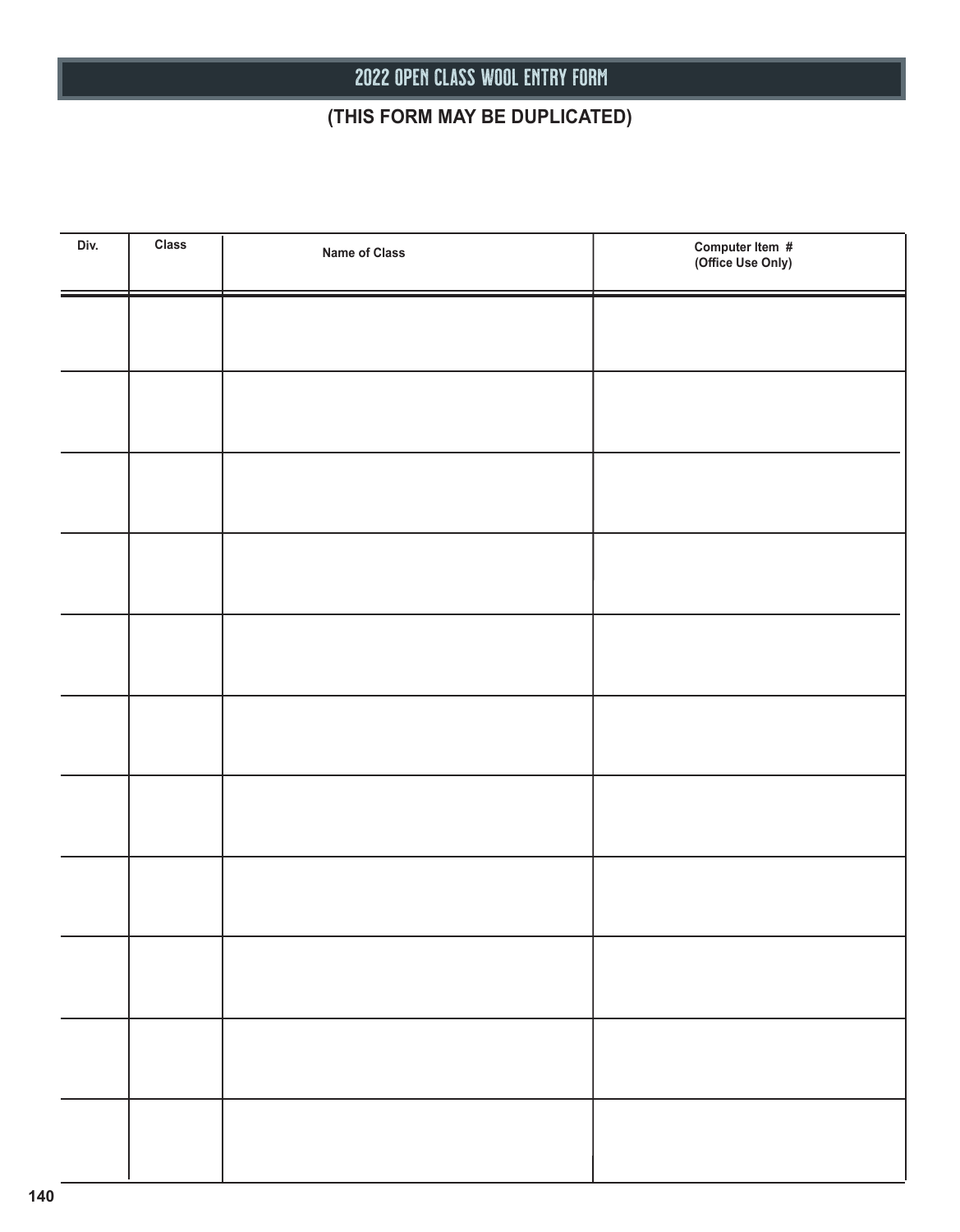# 2022 OPEN CLASS WOOL ENTRY FORM

**(THIS FORM MAY BE DUPLICATED)**

| Div. | Class | Name of Class | Computer Item # (Office Use Only) |
|---|---|---|---|
| | | | |
| | | | |
| | | | |
| | | | |
| | | | |
| | | | |
| | | | |
| | | | |
| | | | |
| | | | |
| | | | |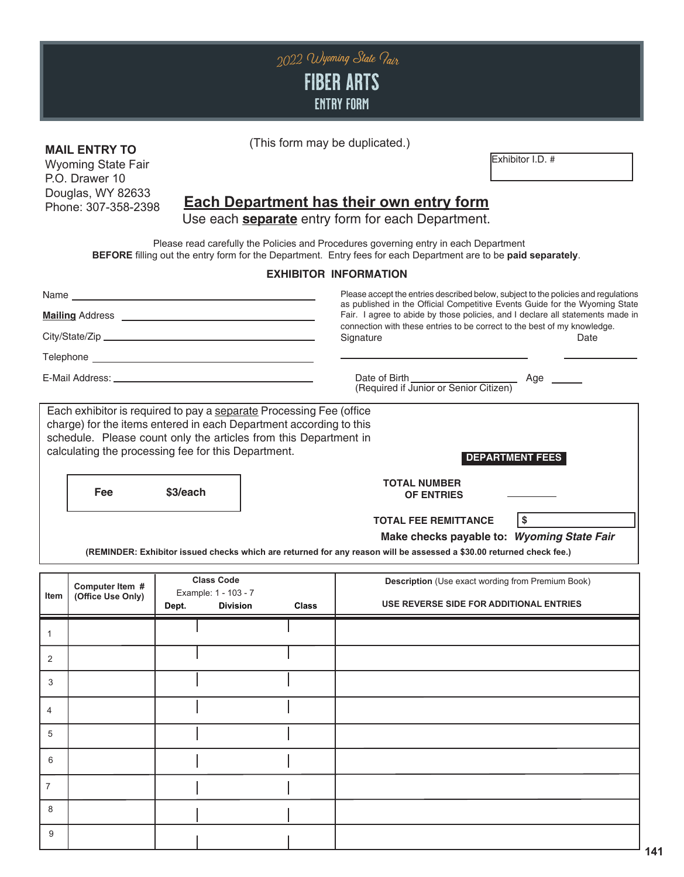2022 Wyoming State Fair

# FIBER ARTS

## ENTRY FORM

(This form may be duplicated.)

**MAIL ENTRY TO**
Wyoming State Fair
P.O. Drawer 10
Douglas, WY 82633
Phone: 307-358-2398

Exhibitor I.D. #

**Each Department has their own entry form**

Use each **separate** entry form for each Department.

Please read carefully the Policies and Procedures governing entry in each Department **BEFORE** filling out the entry form for the Department. Entry fees for each Department are to be **paid separately**.

### EXHIBITOR INFORMATION

Name ______________________________

**Mailing** Address ______________________________

City/State/Zip ______________________________

Telephone ______________________________

E-Mail Address: ______________________________

Please accept the entries described below, subject to the policies and regulations as published in the Official Competitive Events Guide for the Wyoming State Fair. I agree to abide by those policies, and I declare all statements made in connection with these entries to be correct to the best of my knowledge.

Signature ______________________________ Date ____________

Date of Birth ____________ Age ______
(Required if Junior or Senior Citizen)

Each exhibitor is required to pay a separate Processing Fee (office charge) for the items entered in each Department according to this schedule. Please count only the articles from this Department in calculating the processing fee for this Department.

| Fee | $3/each |
|---|---|

**DEPARTMENT FEES**

**TOTAL NUMBER OF ENTRIES** ________

**TOTAL FEE REMITTANCE** $ ________

**Make checks payable to:** ***Wyoming State Fair***

**(REMINDER: Exhibitor issued checks which are returned for any reason will be assessed a $30.00 returned check fee.)**

| Item | Computer Item # (Office Use Only) | Class Code<br>Example: 1 - 103 - 7<br>Dept. | Division | Class | **Description** (Use exact wording from Premium Book)<br>**USE REVERSE SIDE FOR ADDITIONAL ENTRIES** |
|---|---|---|---|---|---|
| 1 | | | | | |
| 2 | | | | | |
| 3 | | | | | |
| 4 | | | | | |
| 5 | | | | | |
| 6 | | | | | |
| 7 | | | | | |
| 8 | | | | | |
| 9 | | | | | |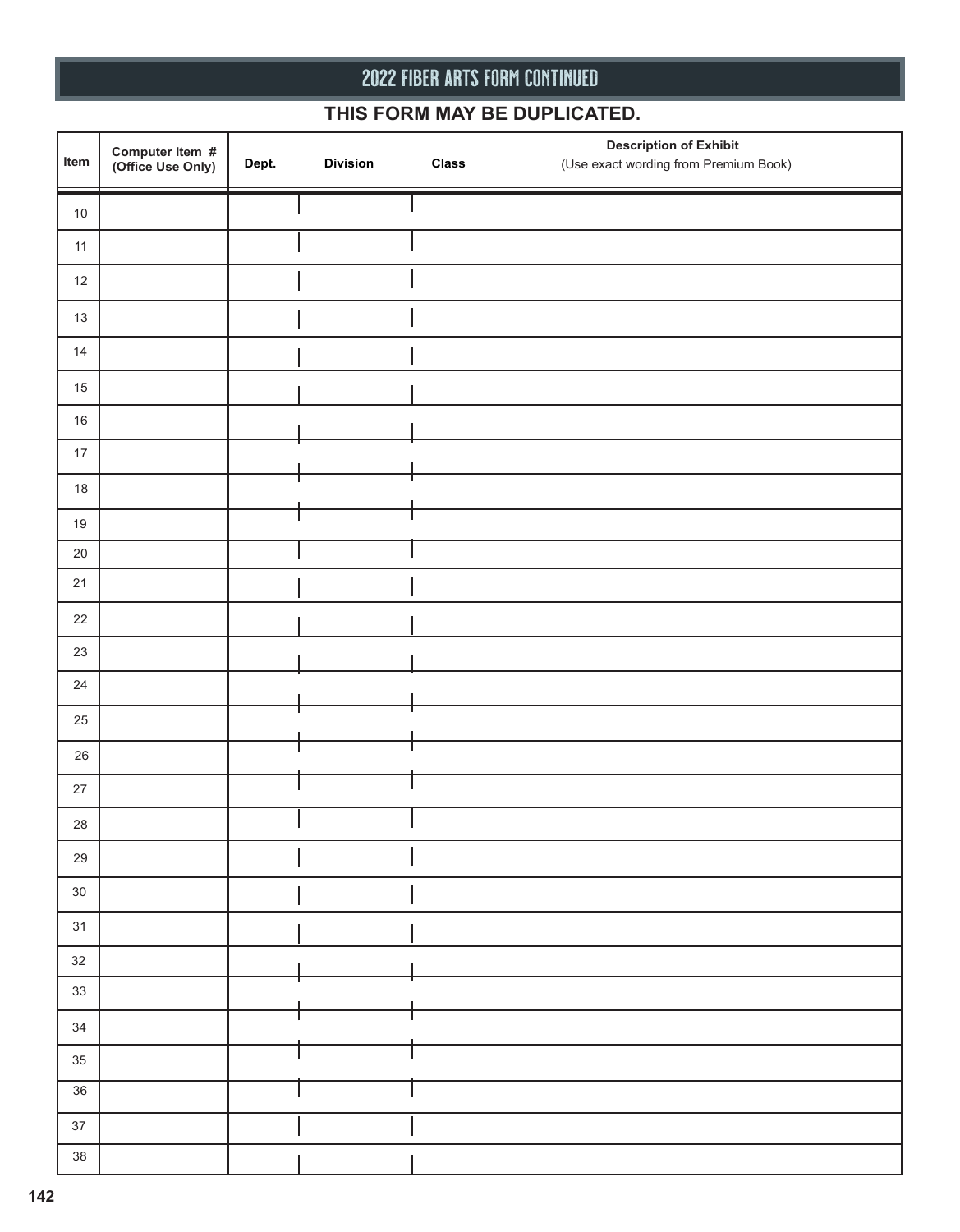# 2022 FIBER ARTS FORM CONTINUED

**THIS FORM MAY BE DUPLICATED.**

| Item | Computer Item # (Office Use Only) | Dept. | Division | Class | Description of Exhibit (Use exact wording from Premium Book) |
|---|---|---|---|---|---|
| 10 | | | | | |
| 11 | | | | | |
| 12 | | | | | |
| 13 | | | | | |
| 14 | | | | | |
| 15 | | | | | |
| 16 | | | | | |
| 17 | | | | | |
| 18 | | | | | |
| 19 | | | | | |
| 20 | | | | | |
| 21 | | | | | |
| 22 | | | | | |
| 23 | | | | | |
| 24 | | | | | |
| 25 | | | | | |
| 26 | | | | | |
| 27 | | | | | |
| 28 | | | | | |
| 29 | | | | | |
| 30 | | | | | |
| 31 | | | | | |
| 32 | | | | | |
| 33 | | | | | |
| 34 | | | | | |
| 35 | | | | | |
| 36 | | | | | |
| 37 | | | | | |
| 38 | | | | | |